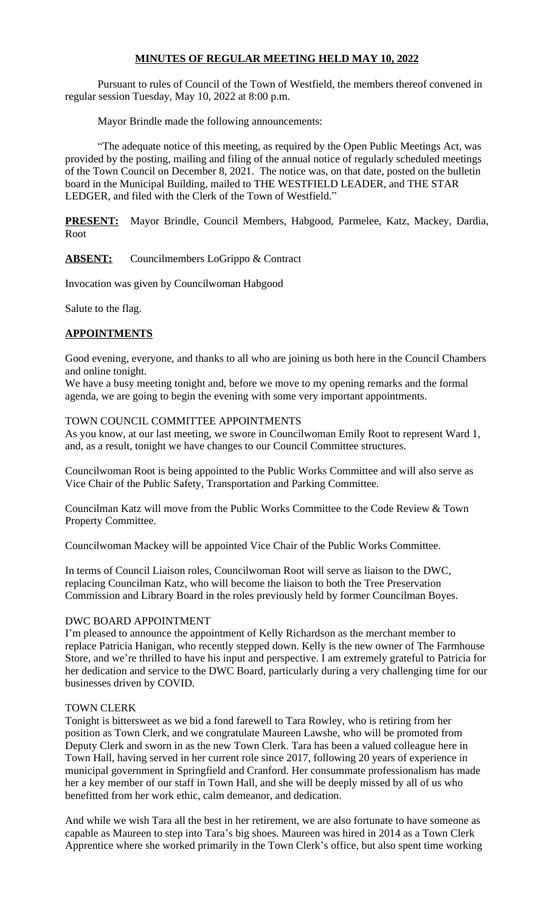# MINUTES OF REGULAR MEETING HELD MAY 10, 2022

Pursuant to rules of Council of the Town of Westfield, the members thereof convened in regular session Tuesday, May 10, 2022 at 8:00 p.m.

Mayor Brindle made the following announcements:

"The adequate notice of this meeting, as required by the Open Public Meetings Act, was provided by the posting, mailing and filing of the annual notice of regularly scheduled meetings of the Town Council on December 8, 2021. The notice was, on that date, posted on the bulletin board in the Municipal Building, mailed to THE WESTFIELD LEADER, and THE STAR LEDGER, and filed with the Clerk of the Town of Westfield."

**PRESENT:** Mayor Brindle, Council Members, Habgood, Parmelee, Katz, Mackey, Dardia, Root

**ABSENT:** Councilmembers LoGrippo & Contract

Invocation was given by Councilwoman Habgood

Salute to the flag.

## APPOINTMENTS

Good evening, everyone, and thanks to all who are joining us both here in the Council Chambers and online tonight.

We have a busy meeting tonight and, before we move to my opening remarks and the formal agenda, we are going to begin the evening with some very important appointments.

### TOWN COUNCIL COMMITTEE APPOINTMENTS

As you know, at our last meeting, we swore in Councilwoman Emily Root to represent Ward 1, and, as a result, tonight we have changes to our Council Committee structures.

Councilwoman Root is being appointed to the Public Works Committee and will also serve as Vice Chair of the Public Safety, Transportation and Parking Committee.

Councilman Katz will move from the Public Works Committee to the Code Review & Town Property Committee.

Councilwoman Mackey will be appointed Vice Chair of the Public Works Committee.

In terms of Council Liaison roles, Councilwoman Root will serve as liaison to the DWC, replacing Councilman Katz, who will become the liaison to both the Tree Preservation Commission and Library Board in the roles previously held by former Councilman Boyes.

### DWC BOARD APPOINTMENT

I'm pleased to announce the appointment of Kelly Richardson as the merchant member to replace Patricia Hanigan, who recently stepped down. Kelly is the new owner of The Farmhouse Store, and we're thrilled to have his input and perspective. I am extremely grateful to Patricia for her dedication and service to the DWC Board, particularly during a very challenging time for our businesses driven by COVID.

### TOWN CLERK

Tonight is bittersweet as we bid a fond farewell to Tara Rowley, who is retiring from her position as Town Clerk, and we congratulate Maureen Lawshe, who will be promoted from Deputy Clerk and sworn in as the new Town Clerk. Tara has been a valued colleague here in Town Hall, having served in her current role since 2017, following 20 years of experience in municipal government in Springfield and Cranford. Her consummate professionalism has made her a key member of our staff in Town Hall, and she will be deeply missed by all of us who benefitted from her work ethic, calm demeanor, and dedication.

And while we wish Tara all the best in her retirement, we are also fortunate to have someone as capable as Maureen to step into Tara's big shoes. Maureen was hired in 2014 as a Town Clerk Apprentice where she worked primarily in the Town Clerk's office, but also spent time working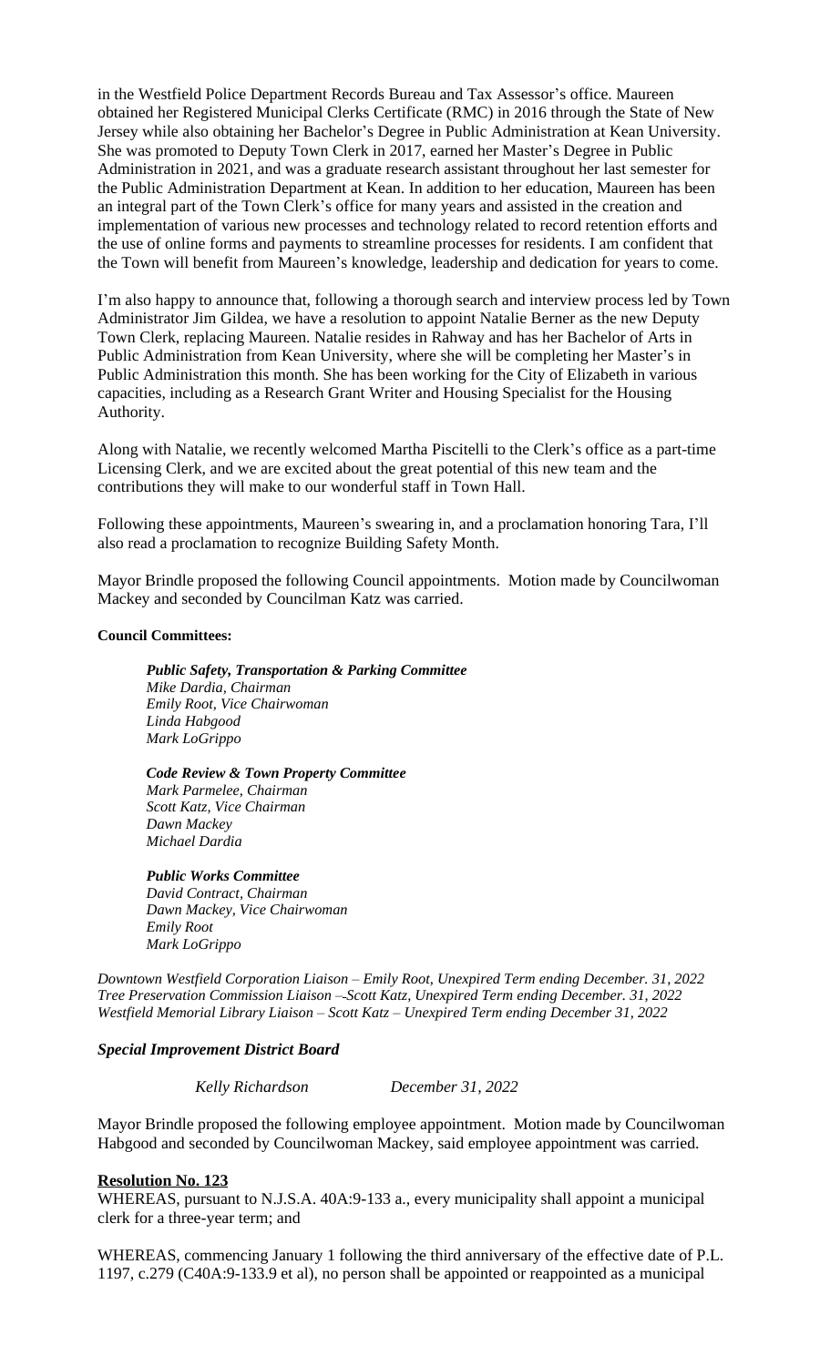in the Westfield Police Department Records Bureau and Tax Assessor's office. Maureen obtained her Registered Municipal Clerks Certificate (RMC) in 2016 through the State of New Jersey while also obtaining her Bachelor's Degree in Public Administration at Kean University. She was promoted to Deputy Town Clerk in 2017, earned her Master's Degree in Public Administration in 2021, and was a graduate research assistant throughout her last semester for the Public Administration Department at Kean. In addition to her education, Maureen has been an integral part of the Town Clerk's office for many years and assisted in the creation and implementation of various new processes and technology related to record retention efforts and the use of online forms and payments to streamline processes for residents. I am confident that the Town will benefit from Maureen's knowledge, leadership and dedication for years to come.

I'm also happy to announce that, following a thorough search and interview process led by Town Administrator Jim Gildea, we have a resolution to appoint Natalie Berner as the new Deputy Town Clerk, replacing Maureen. Natalie resides in Rahway and has her Bachelor of Arts in Public Administration from Kean University, where she will be completing her Master's in Public Administration this month. She has been working for the City of Elizabeth in various capacities, including as a Research Grant Writer and Housing Specialist for the Housing Authority.

Along with Natalie, we recently welcomed Martha Piscitelli to the Clerk's office as a part-time Licensing Clerk, and we are excited about the great potential of this new team and the contributions they will make to our wonderful staff in Town Hall.

Following these appointments, Maureen's swearing in, and a proclamation honoring Tara, I'll also read a proclamation to recognize Building Safety Month.

Mayor Brindle proposed the following Council appointments. Motion made by Councilwoman Mackey and seconded by Councilman Katz was carried.

**Council Committees:**

***Public Safety, Transportation & Parking Committee***
*Mike Dardia, Chairman*
*Emily Root, Vice Chairwoman*
*Linda Habgood*
*Mark LoGrippo*

***Code Review & Town Property Committee***
*Mark Parmelee, Chairman*
*Scott Katz, Vice Chairman*
*Dawn Mackey*
*Michael Dardia*

***Public Works Committee***
*David Contract, Chairman*
*Dawn Mackey, Vice Chairwoman*
*Emily Root*
*Mark LoGrippo*

*Downtown Westfield Corporation Liaison – Emily Root, Unexpired Term ending December. 31, 2022*
*Tree Preservation Commission Liaison – Scott Katz, Unexpired Term ending December. 31, 2022*
*Westfield Memorial Library Liaison – Scott Katz – Unexpired Term ending December 31, 2022*

***Special Improvement District Board***

*Kelly Richardson* *December 31, 2022*

Mayor Brindle proposed the following employee appointment. Motion made by Councilwoman Habgood and seconded by Councilwoman Mackey, said employee appointment was carried.

**Resolution No. 123**
WHEREAS, pursuant to N.J.S.A. 40A:9-133 a., every municipality shall appoint a municipal clerk for a three-year term; and

WHEREAS, commencing January 1 following the third anniversary of the effective date of P.L. 1197, c.279 (C40A:9-133.9 et al), no person shall be appointed or reappointed as a municipal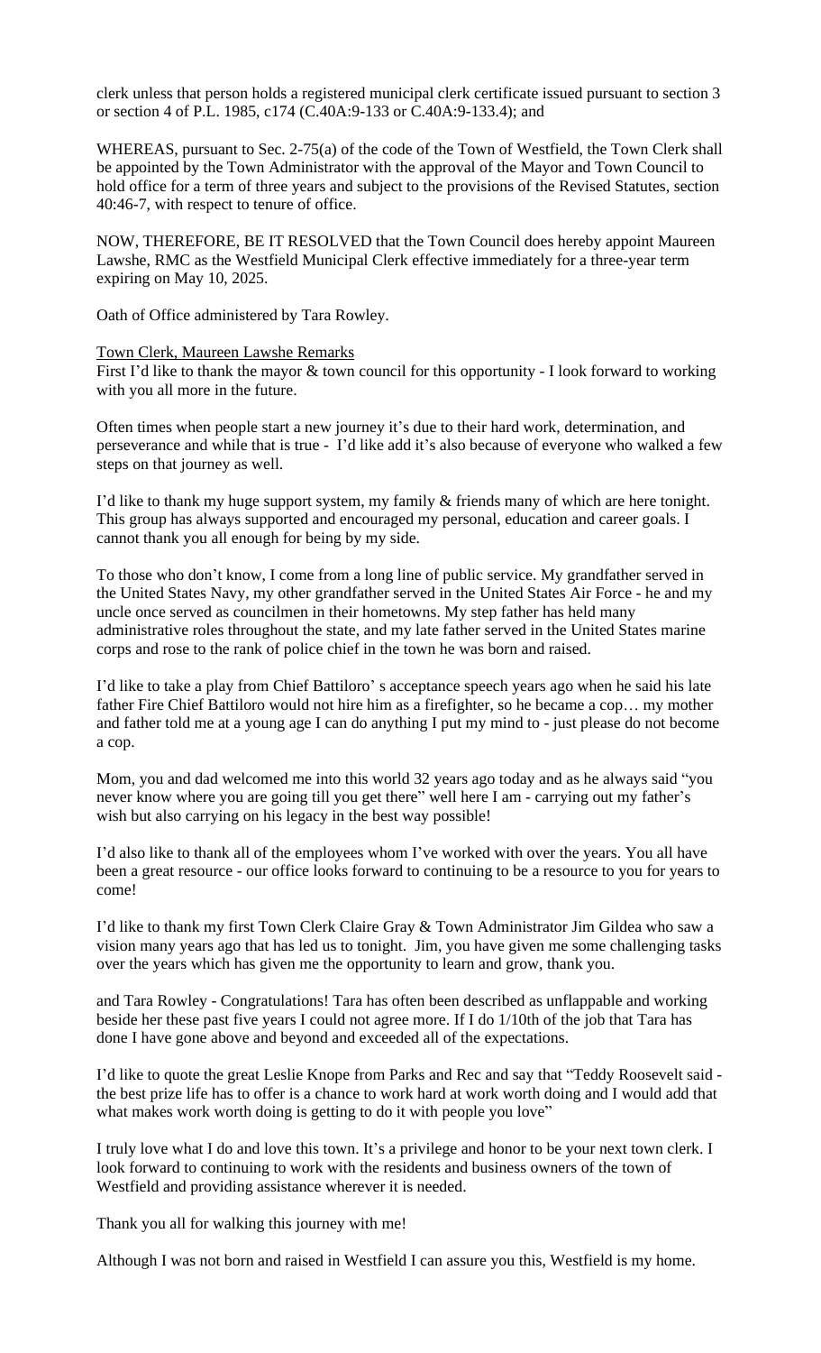clerk unless that person holds a registered municipal clerk certificate issued pursuant to section 3 or section 4 of P.L. 1985, c174 (C.40A:9-133 or C.40A:9-133.4); and

WHEREAS, pursuant to Sec. 2-75(a) of the code of the Town of Westfield, the Town Clerk shall be appointed by the Town Administrator with the approval of the Mayor and Town Council to hold office for a term of three years and subject to the provisions of the Revised Statutes, section 40:46-7, with respect to tenure of office.

NOW, THEREFORE, BE IT RESOLVED that the Town Council does hereby appoint Maureen Lawshe, RMC as the Westfield Municipal Clerk effective immediately for a three-year term expiring on May 10, 2025.

Oath of Office administered by Tara Rowley.

Town Clerk, Maureen Lawshe Remarks

First I'd like to thank the mayor & town council for this opportunity - I look forward to working with you all more in the future.

Often times when people start a new journey it's due to their hard work, determination, and perseverance and while that is true - I'd like add it's also because of everyone who walked a few steps on that journey as well.

I'd like to thank my huge support system, my family & friends many of which are here tonight. This group has always supported and encouraged my personal, education and career goals. I cannot thank you all enough for being by my side.

To those who don't know, I come from a long line of public service. My grandfather served in the United States Navy, my other grandfather served in the United States Air Force - he and my uncle once served as councilmen in their hometowns. My step father has held many administrative roles throughout the state, and my late father served in the United States marine corps and rose to the rank of police chief in the town he was born and raised.

I'd like to take a play from Chief Battiloro' s acceptance speech years ago when he said his late father Fire Chief Battiloro would not hire him as a firefighter, so he became a cop… my mother and father told me at a young age I can do anything I put my mind to - just please do not become a cop.

Mom, you and dad welcomed me into this world 32 years ago today and as he always said "you never know where you are going till you get there" well here I am - carrying out my father's wish but also carrying on his legacy in the best way possible!

I'd also like to thank all of the employees whom I've worked with over the years. You all have been a great resource - our office looks forward to continuing to be a resource to you for years to come!

I'd like to thank my first Town Clerk Claire Gray & Town Administrator Jim Gildea who saw a vision many years ago that has led us to tonight. Jim, you have given me some challenging tasks over the years which has given me the opportunity to learn and grow, thank you.

and Tara Rowley - Congratulations! Tara has often been described as unflappable and working beside her these past five years I could not agree more. If I do 1/10th of the job that Tara has done I have gone above and beyond and exceeded all of the expectations.

I'd like to quote the great Leslie Knope from Parks and Rec and say that "Teddy Roosevelt said - the best prize life has to offer is a chance to work hard at work worth doing and I would add that what makes work worth doing is getting to do it with people you love"

I truly love what I do and love this town. It's a privilege and honor to be your next town clerk. I look forward to continuing to work with the residents and business owners of the town of Westfield and providing assistance wherever it is needed.

Thank you all for walking this journey with me!

Although I was not born and raised in Westfield I can assure you this, Westfield is my home.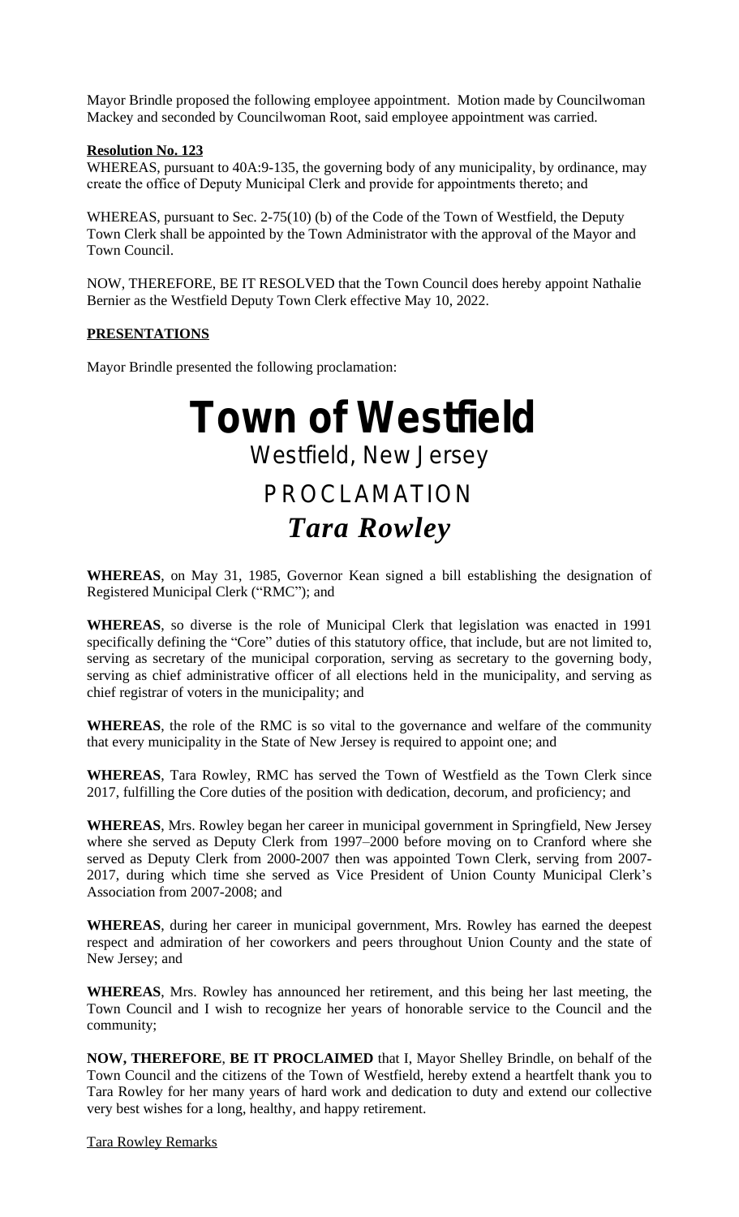Mayor Brindle proposed the following employee appointment. Motion made by Councilwoman Mackey and seconded by Councilwoman Root, said employee appointment was carried.

**Resolution No. 123**

WHEREAS, pursuant to 40A:9-135, the governing body of any municipality, by ordinance, may create the office of Deputy Municipal Clerk and provide for appointments thereto; and

WHEREAS, pursuant to Sec. 2-75(10) (b) of the Code of the Town of Westfield, the Deputy Town Clerk shall be appointed by the Town Administrator with the approval of the Mayor and Town Council.

NOW, THEREFORE, BE IT RESOLVED that the Town Council does hereby appoint Nathalie Bernier as the Westfield Deputy Town Clerk effective May 10, 2022.

**PRESENTATIONS**

Mayor Brindle presented the following proclamation:

# Town of Westfield

## Westfield, New Jersey

## PROCLAMATION

## *Tara Rowley*

**WHEREAS**, on May 31, 1985, Governor Kean signed a bill establishing the designation of Registered Municipal Clerk ("RMC"); and

**WHEREAS**, so diverse is the role of Municipal Clerk that legislation was enacted in 1991 specifically defining the "Core" duties of this statutory office, that include, but are not limited to, serving as secretary of the municipal corporation, serving as secretary to the governing body, serving as chief administrative officer of all elections held in the municipality, and serving as chief registrar of voters in the municipality; and

**WHEREAS**, the role of the RMC is so vital to the governance and welfare of the community that every municipality in the State of New Jersey is required to appoint one; and

**WHEREAS**, Tara Rowley, RMC has served the Town of Westfield as the Town Clerk since 2017, fulfilling the Core duties of the position with dedication, decorum, and proficiency; and

**WHEREAS**, Mrs. Rowley began her career in municipal government in Springfield, New Jersey where she served as Deputy Clerk from 1997–2000 before moving on to Cranford where she served as Deputy Clerk from 2000-2007 then was appointed Town Clerk, serving from 2007-2017, during which time she served as Vice President of Union County Municipal Clerk's Association from 2007-2008; and

**WHEREAS**, during her career in municipal government, Mrs. Rowley has earned the deepest respect and admiration of her coworkers and peers throughout Union County and the state of New Jersey; and

**WHEREAS**, Mrs. Rowley has announced her retirement, and this being her last meeting, the Town Council and I wish to recognize her years of honorable service to the Council and the community;

**NOW, THEREFORE**, **BE IT PROCLAIMED** that I, Mayor Shelley Brindle, on behalf of the Town Council and the citizens of the Town of Westfield, hereby extend a heartfelt thank you to Tara Rowley for her many years of hard work and dedication to duty and extend our collective very best wishes for a long, healthy, and happy retirement.

Tara Rowley Remarks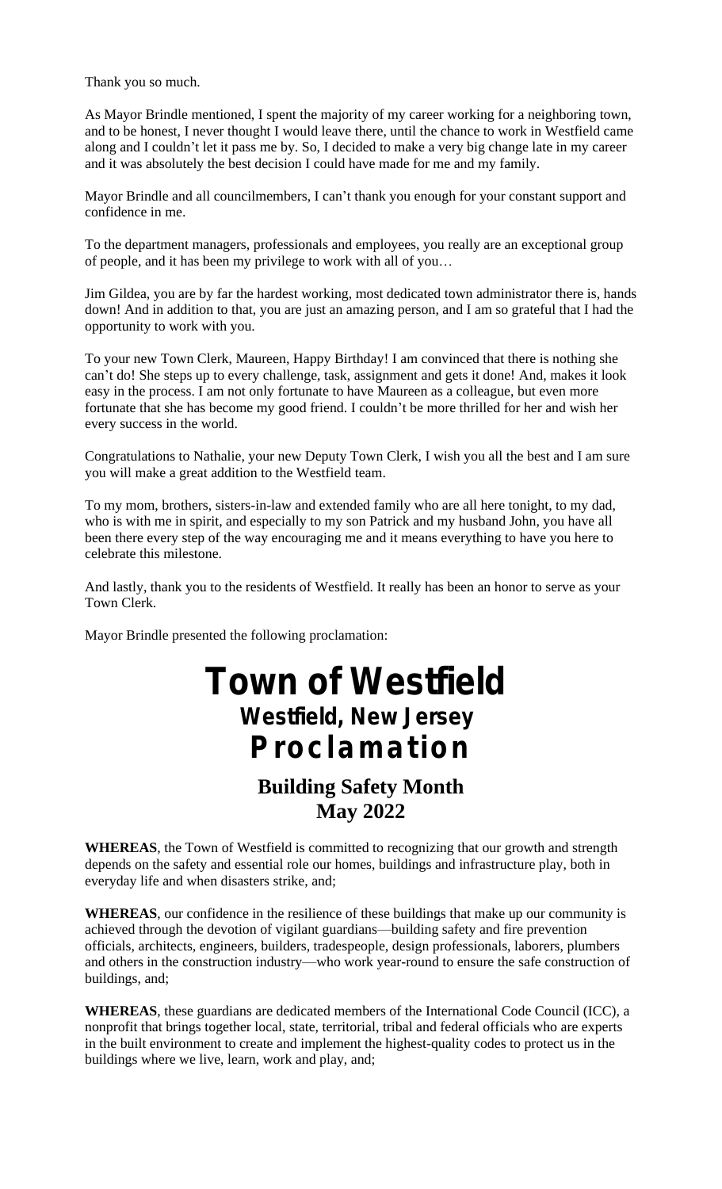Thank you so much.

As Mayor Brindle mentioned, I spent the majority of my career working for a neighboring town, and to be honest, I never thought I would leave there, until the chance to work in Westfield came along and I couldn't let it pass me by. So, I decided to make a very big change late in my career and it was absolutely the best decision I could have made for me and my family.

Mayor Brindle and all councilmembers, I can't thank you enough for your constant support and confidence in me.

To the department managers, professionals and employees, you really are an exceptional group of people, and it has been my privilege to work with all of you…

Jim Gildea, you are by far the hardest working, most dedicated town administrator there is, hands down! And in addition to that, you are just an amazing person, and I am so grateful that I had the opportunity to work with you.

To your new Town Clerk, Maureen, Happy Birthday! I am convinced that there is nothing she can't do! She steps up to every challenge, task, assignment and gets it done! And, makes it look easy in the process. I am not only fortunate to have Maureen as a colleague, but even more fortunate that she has become my good friend. I couldn't be more thrilled for her and wish her every success in the world.

Congratulations to Nathalie, your new Deputy Town Clerk, I wish you all the best and I am sure you will make a great addition to the Westfield team.

To my mom, brothers, sisters-in-law and extended family who are all here tonight, to my dad, who is with me in spirit, and especially to my son Patrick and my husband John, you have all been there every step of the way encouraging me and it means everything to have you here to celebrate this milestone.

And lastly, thank you to the residents of Westfield. It really has been an honor to serve as your Town Clerk.

Mayor Brindle presented the following proclamation:

# Town of Westfield

## Westfield, New Jersey

## Proclamation

### Building Safety Month
### May 2022

**WHEREAS**, the Town of Westfield is committed to recognizing that our growth and strength depends on the safety and essential role our homes, buildings and infrastructure play, both in everyday life and when disasters strike, and;

**WHEREAS**, our confidence in the resilience of these buildings that make up our community is achieved through the devotion of vigilant guardians—building safety and fire prevention officials, architects, engineers, builders, tradespeople, design professionals, laborers, plumbers and others in the construction industry—who work year-round to ensure the safe construction of buildings, and;

**WHEREAS**, these guardians are dedicated members of the International Code Council (ICC), a nonprofit that brings together local, state, territorial, tribal and federal officials who are experts in the built environment to create and implement the highest-quality codes to protect us in the buildings where we live, learn, work and play, and;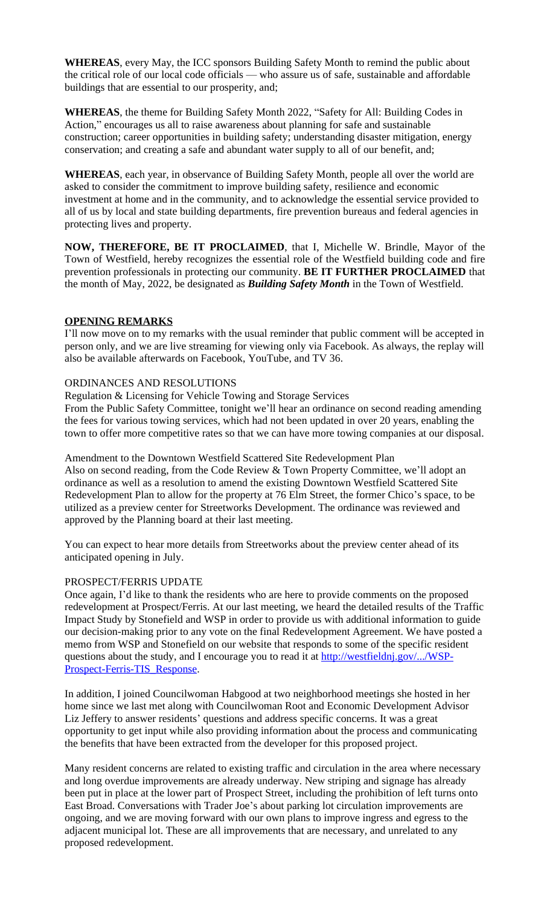**WHEREAS**, every May, the ICC sponsors Building Safety Month to remind the public about the critical role of our local code officials — who assure us of safe, sustainable and affordable buildings that are essential to our prosperity, and;

**WHEREAS**, the theme for Building Safety Month 2022, "Safety for All: Building Codes in Action," encourages us all to raise awareness about planning for safe and sustainable construction; career opportunities in building safety; understanding disaster mitigation, energy conservation; and creating a safe and abundant water supply to all of our benefit, and;

**WHEREAS**, each year, in observance of Building Safety Month, people all over the world are asked to consider the commitment to improve building safety, resilience and economic investment at home and in the community, and to acknowledge the essential service provided to all of us by local and state building departments, fire prevention bureaus and federal agencies in protecting lives and property.

**NOW, THEREFORE, BE IT PROCLAIMED**, that I, Michelle W. Brindle, Mayor of the Town of Westfield, hereby recognizes the essential role of the Westfield building code and fire prevention professionals in protecting our community. **BE IT FURTHER PROCLAIMED** that the month of May, 2022, be designated as ***Building Safety Month*** in the Town of Westfield.

## OPENING REMARKS

I'll now move on to my remarks with the usual reminder that public comment will be accepted in person only, and we are live streaming for viewing only via Facebook. As always, the replay will also be available afterwards on Facebook, YouTube, and TV 36.

### ORDINANCES AND RESOLUTIONS

Regulation & Licensing for Vehicle Towing and Storage Services

From the Public Safety Committee, tonight we'll hear an ordinance on second reading amending the fees for various towing services, which had not been updated in over 20 years, enabling the town to offer more competitive rates so that we can have more towing companies at our disposal.

Amendment to the Downtown Westfield Scattered Site Redevelopment Plan

Also on second reading, from the Code Review & Town Property Committee, we'll adopt an ordinance as well as a resolution to amend the existing Downtown Westfield Scattered Site Redevelopment Plan to allow for the property at 76 Elm Street, the former Chico's space, to be utilized as a preview center for Streetworks Development. The ordinance was reviewed and approved by the Planning board at their last meeting.

You can expect to hear more details from Streetworks about the preview center ahead of its anticipated opening in July.

### PROSPECT/FERRIS UPDATE

Once again, I'd like to thank the residents who are here to provide comments on the proposed redevelopment at Prospect/Ferris. At our last meeting, we heard the detailed results of the Traffic Impact Study by Stonefield and WSP in order to provide us with additional information to guide our decision-making prior to any vote on the final Redevelopment Agreement. We have posted a memo from WSP and Stonefield on our website that responds to some of the specific resident questions about the study, and I encourage you to read it at http://westfieldnj.gov/.../WSP-Prospect-Ferris-TIS_Response.

In addition, I joined Councilwoman Habgood at two neighborhood meetings she hosted in her home since we last met along with Councilwoman Root and Economic Development Advisor Liz Jeffery to answer residents' questions and address specific concerns. It was a great opportunity to get input while also providing information about the process and communicating the benefits that have been extracted from the developer for this proposed project.

Many resident concerns are related to existing traffic and circulation in the area where necessary and long overdue improvements are already underway. New striping and signage has already been put in place at the lower part of Prospect Street, including the prohibition of left turns onto East Broad. Conversations with Trader Joe's about parking lot circulation improvements are ongoing, and we are moving forward with our own plans to improve ingress and egress to the adjacent municipal lot. These are all improvements that are necessary, and unrelated to any proposed redevelopment.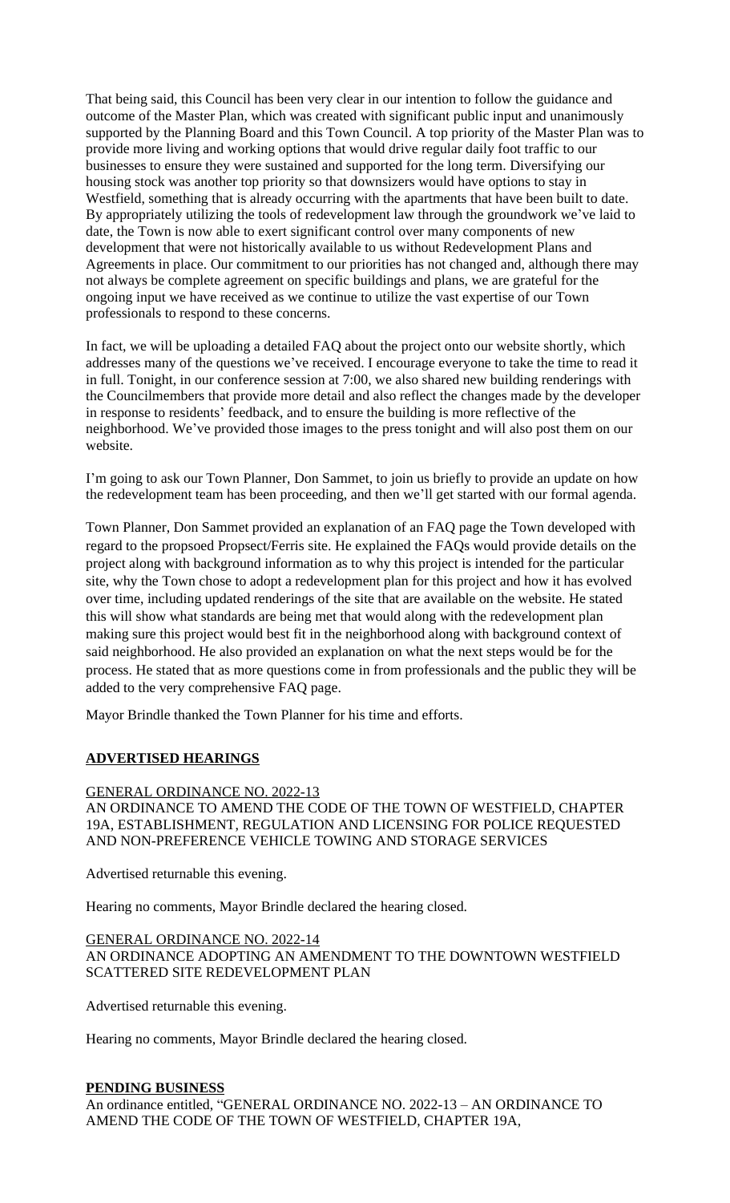That being said, this Council has been very clear in our intention to follow the guidance and outcome of the Master Plan, which was created with significant public input and unanimously supported by the Planning Board and this Town Council. A top priority of the Master Plan was to provide more living and working options that would drive regular daily foot traffic to our businesses to ensure they were sustained and supported for the long term. Diversifying our housing stock was another top priority so that downsizers would have options to stay in Westfield, something that is already occurring with the apartments that have been built to date. By appropriately utilizing the tools of redevelopment law through the groundwork we've laid to date, the Town is now able to exert significant control over many components of new development that were not historically available to us without Redevelopment Plans and Agreements in place. Our commitment to our priorities has not changed and, although there may not always be complete agreement on specific buildings and plans, we are grateful for the ongoing input we have received as we continue to utilize the vast expertise of our Town professionals to respond to these concerns.

In fact, we will be uploading a detailed FAQ about the project onto our website shortly, which addresses many of the questions we've received. I encourage everyone to take the time to read it in full. Tonight, in our conference session at 7:00, we also shared new building renderings with the Councilmembers that provide more detail and also reflect the changes made by the developer in response to residents' feedback, and to ensure the building is more reflective of the neighborhood. We've provided those images to the press tonight and will also post them on our website.

I'm going to ask our Town Planner, Don Sammet, to join us briefly to provide an update on how the redevelopment team has been proceeding, and then we'll get started with our formal agenda.

Town Planner, Don Sammet provided an explanation of an FAQ page the Town developed with regard to the propsoed Propsect/Ferris site. He explained the FAQs would provide details on the project along with background information as to why this project is intended for the particular site, why the Town chose to adopt a redevelopment plan for this project and how it has evolved over time, including updated renderings of the site that are available on the website. He stated this will show what standards are being met that would along with the redevelopment plan making sure this project would best fit in the neighborhood along with background context of said neighborhood. He also provided an explanation on what the next steps would be for the process. He stated that as more questions come in from professionals and the public they will be added to the very comprehensive FAQ page.

Mayor Brindle thanked the Town Planner for his time and efforts.

## ADVERTISED HEARINGS

GENERAL ORDINANCE NO. 2022-13
AN ORDINANCE TO AMEND THE CODE OF THE TOWN OF WESTFIELD, CHAPTER 19A, ESTABLISHMENT, REGULATION AND LICENSING FOR POLICE REQUESTED AND NON-PREFERENCE VEHICLE TOWING AND STORAGE SERVICES

Advertised returnable this evening.

Hearing no comments, Mayor Brindle declared the hearing closed.

GENERAL ORDINANCE NO. 2022-14
AN ORDINANCE ADOPTING AN AMENDMENT TO THE DOWNTOWN WESTFIELD SCATTERED SITE REDEVELOPMENT PLAN

Advertised returnable this evening.

Hearing no comments, Mayor Brindle declared the hearing closed.

## PENDING BUSINESS

An ordinance entitled, "GENERAL ORDINANCE NO. 2022-13 – AN ORDINANCE TO AMEND THE CODE OF THE TOWN OF WESTFIELD, CHAPTER 19A,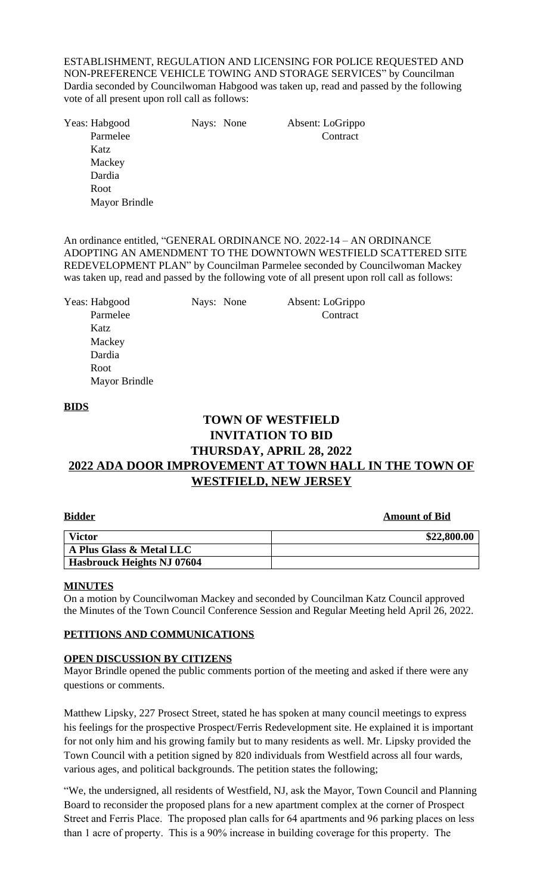ESTABLISHMENT, REGULATION AND LICENSING FOR POLICE REQUESTED AND NON-PREFERENCE VEHICLE TOWING AND STORAGE SERVICES" by Councilman Dardia seconded by Councilwoman Habgood was taken up, read and passed by the following vote of all present upon roll call as follows:

| Yeas: | Nays: | Absent: |
|---|---|---|
| Habgood | None | LoGrippo Contract |
| Parmelee | | |
| Katz | | |
| Mackey | | |
| Dardia | | |
| Root | | |
| Mayor Brindle | | |

An ordinance entitled, "GENERAL ORDINANCE NO. 2022-14 – AN ORDINANCE ADOPTING AN AMENDMENT TO THE DOWNTOWN WESTFIELD SCATTERED SITE REDEVELOPMENT PLAN" by Councilman Parmelee seconded by Councilwoman Mackey was taken up, read and passed by the following vote of all present upon roll call as follows:

| Yeas: | Nays: | Absent: |
|---|---|---|
| Habgood | None | LoGrippo Contract |
| Parmelee | | |
| Katz | | |
| Mackey | | |
| Dardia | | |
| Root | | |
| Mayor Brindle | | |

**BIDS**

## TOWN OF WESTFIELD
## INVITATION TO BID
## THURSDAY, APRIL 28, 2022
## 2022 ADA DOOR IMPROVEMENT AT TOWN HALL IN THE TOWN OF WESTFIELD, NEW JERSEY

| Bidder | Amount of Bid |
|---|---|
| **Victor** | **\$22,800.00** |
| **A Plus Glass & Metal LLC** | |
| **Hasbrouck Heights NJ 07604** | |

**MINUTES**

On a motion by Councilwoman Mackey and seconded by Councilman Katz Council approved the Minutes of the Town Council Conference Session and Regular Meeting held April 26, 2022.

**PETITIONS AND COMMUNICATIONS**

**OPEN DISCUSSION BY CITIZENS**

Mayor Brindle opened the public comments portion of the meeting and asked if there were any questions or comments.

Matthew Lipsky, 227 Prosect Street, stated he has spoken at many council meetings to express his feelings for the prospective Prospect/Ferris Redevelopment site. He explained it is important for not only him and his growing family but to many residents as well. Mr. Lipsky provided the Town Council with a petition signed by 820 individuals from Westfield across all four wards, various ages, and political backgrounds. The petition states the following;

"We, the undersigned, all residents of Westfield, NJ, ask the Mayor, Town Council and Planning Board to reconsider the proposed plans for a new apartment complex at the corner of Prospect Street and Ferris Place. The proposed plan calls for 64 apartments and 96 parking places on less than 1 acre of property. This is a 90% increase in building coverage for this property. The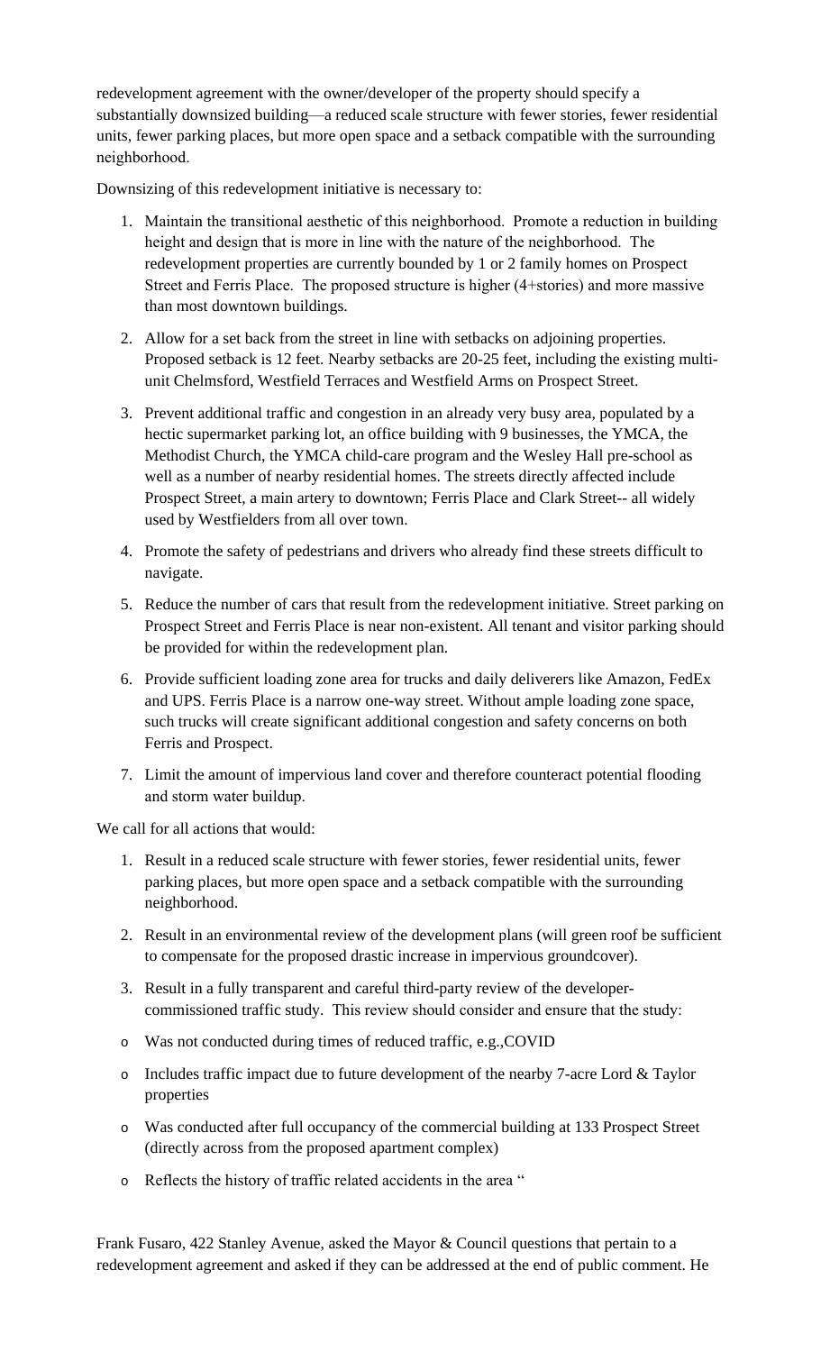redevelopment agreement with the owner/developer of the property should specify a substantially downsized building—a reduced scale structure with fewer stories, fewer residential units, fewer parking places, but more open space and a setback compatible with the surrounding neighborhood.

Downsizing of this redevelopment initiative is necessary to:

1. Maintain the transitional aesthetic of this neighborhood. Promote a reduction in building height and design that is more in line with the nature of the neighborhood. The redevelopment properties are currently bounded by 1 or 2 family homes on Prospect Street and Ferris Place. The proposed structure is higher (4+stories) and more massive than most downtown buildings.

2. Allow for a set back from the street in line with setbacks on adjoining properties. Proposed setback is 12 feet. Nearby setbacks are 20-25 feet, including the existing multi-unit Chelmsford, Westfield Terraces and Westfield Arms on Prospect Street.

3. Prevent additional traffic and congestion in an already very busy area, populated by a hectic supermarket parking lot, an office building with 9 businesses, the YMCA, the Methodist Church, the YMCA child-care program and the Wesley Hall pre-school as well as a number of nearby residential homes. The streets directly affected include Prospect Street, a main artery to downtown; Ferris Place and Clark Street-- all widely used by Westfielders from all over town.

4. Promote the safety of pedestrians and drivers who already find these streets difficult to navigate.

5. Reduce the number of cars that result from the redevelopment initiative. Street parking on Prospect Street and Ferris Place is near non-existent. All tenant and visitor parking should be provided for within the redevelopment plan.

6. Provide sufficient loading zone area for trucks and daily deliverers like Amazon, FedEx and UPS. Ferris Place is a narrow one-way street. Without ample loading zone space, such trucks will create significant additional congestion and safety concerns on both Ferris and Prospect.

7. Limit the amount of impervious land cover and therefore counteract potential flooding and storm water buildup.

We call for all actions that would:

1. Result in a reduced scale structure with fewer stories, fewer residential units, fewer parking places, but more open space and a setback compatible with the surrounding neighborhood.

2. Result in an environmental review of the development plans (will green roof be sufficient to compensate for the proposed drastic increase in impervious groundcover).

3. Result in a fully transparent and careful third-party review of the developer-commissioned traffic study. This review should consider and ensure that the study:

- Was not conducted during times of reduced traffic, e.g.,COVID
- Includes traffic impact due to future development of the nearby 7-acre Lord & Taylor properties
- Was conducted after full occupancy of the commercial building at 133 Prospect Street (directly across from the proposed apartment complex)
- Reflects the history of traffic related accidents in the area "

Frank Fusaro, 422 Stanley Avenue, asked the Mayor & Council questions that pertain to a redevelopment agreement and asked if they can be addressed at the end of public comment. He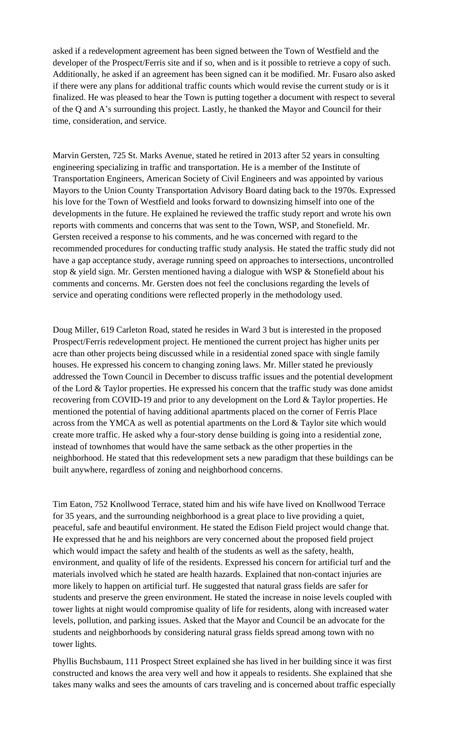asked if a redevelopment agreement has been signed between the Town of Westfield and the developer of the Prospect/Ferris site and if so, when and is it possible to retrieve a copy of such. Additionally, he asked if an agreement has been signed can it be modified. Mr. Fusaro also asked if there were any plans for additional traffic counts which would revise the current study or is it finalized. He was pleased to hear the Town is putting together a document with respect to several of the Q and A's surrounding this project. Lastly, he thanked the Mayor and Council for their time, consideration, and service.

Marvin Gersten, 725 St. Marks Avenue, stated he retired in 2013 after 52 years in consulting engineering specializing in traffic and transportation. He is a member of the Institute of Transportation Engineers, American Society of Civil Engineers and was appointed by various Mayors to the Union County Transportation Advisory Board dating back to the 1970s. Expressed his love for the Town of Westfield and looks forward to downsizing himself into one of the developments in the future. He explained he reviewed the traffic study report and wrote his own reports with comments and concerns that was sent to the Town, WSP, and Stonefield. Mr. Gersten received a response to his comments, and he was concerned with regard to the recommended procedures for conducting traffic study analysis. He stated the traffic study did not have a gap acceptance study, average running speed on approaches to intersections, uncontrolled stop & yield sign. Mr. Gersten mentioned having a dialogue with WSP & Stonefield about his comments and concerns. Mr. Gersten does not feel the conclusions regarding the levels of service and operating conditions were reflected properly in the methodology used.

Doug Miller, 619 Carleton Road, stated he resides in Ward 3 but is interested in the proposed Prospect/Ferris redevelopment project. He mentioned the current project has higher units per acre than other projects being discussed while in a residential zoned space with single family houses. He expressed his concern to changing zoning laws. Mr. Miller stated he previously addressed the Town Council in December to discuss traffic issues and the potential development of the Lord & Taylor properties. He expressed his concern that the traffic study was done amidst recovering from COVID-19 and prior to any development on the Lord & Taylor properties. He mentioned the potential of having additional apartments placed on the corner of Ferris Place across from the YMCA as well as potential apartments on the Lord & Taylor site which would create more traffic. He asked why a four-story dense building is going into a residential zone, instead of townhomes that would have the same setback as the other properties in the neighborhood. He stated that this redevelopment sets a new paradigm that these buildings can be built anywhere, regardless of zoning and neighborhood concerns.

Tim Eaton, 752 Knollwood Terrace, stated him and his wife have lived on Knollwood Terrace for 35 years, and the surrounding neighborhood is a great place to live providing a quiet, peaceful, safe and beautiful environment. He stated the Edison Field project would change that. He expressed that he and his neighbors are very concerned about the proposed field project which would impact the safety and health of the students as well as the safety, health, environment, and quality of life of the residents. Expressed his concern for artificial turf and the materials involved which he stated are health hazards. Explained that non-contact injuries are more likely to happen on artificial turf. He suggested that natural grass fields are safer for students and preserve the green environment. He stated the increase in noise levels coupled with tower lights at night would compromise quality of life for residents, along with increased water levels, pollution, and parking issues. Asked that the Mayor and Council be an advocate for the students and neighborhoods by considering natural grass fields spread among town with no tower lights.

Phyllis Buchsbaum, 111 Prospect Street explained she has lived in her building since it was first constructed and knows the area very well and how it appeals to residents. She explained that she takes many walks and sees the amounts of cars traveling and is concerned about traffic especially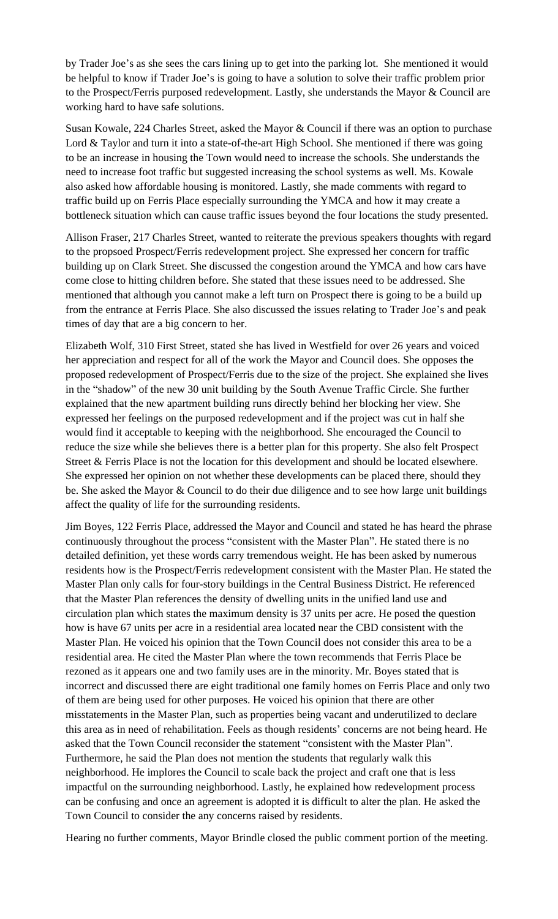by Trader Joe's as she sees the cars lining up to get into the parking lot. She mentioned it would be helpful to know if Trader Joe's is going to have a solution to solve their traffic problem prior to the Prospect/Ferris purposed redevelopment. Lastly, she understands the Mayor & Council are working hard to have safe solutions.

Susan Kowale, 224 Charles Street, asked the Mayor & Council if there was an option to purchase Lord & Taylor and turn it into a state-of-the-art High School. She mentioned if there was going to be an increase in housing the Town would need to increase the schools. She understands the need to increase foot traffic but suggested increasing the school systems as well. Ms. Kowale also asked how affordable housing is monitored. Lastly, she made comments with regard to traffic build up on Ferris Place especially surrounding the YMCA and how it may create a bottleneck situation which can cause traffic issues beyond the four locations the study presented.

Allison Fraser, 217 Charles Street, wanted to reiterate the previous speakers thoughts with regard to the propsoed Prospect/Ferris redevelopment project. She expressed her concern for traffic building up on Clark Street. She discussed the congestion around the YMCA and how cars have come close to hitting children before. She stated that these issues need to be addressed. She mentioned that although you cannot make a left turn on Prospect there is going to be a build up from the entrance at Ferris Place. She also discussed the issues relating to Trader Joe's and peak times of day that are a big concern to her.

Elizabeth Wolf, 310 First Street, stated she has lived in Westfield for over 26 years and voiced her appreciation and respect for all of the work the Mayor and Council does. She opposes the proposed redevelopment of Prospect/Ferris due to the size of the project. She explained she lives in the "shadow" of the new 30 unit building by the South Avenue Traffic Circle. She further explained that the new apartment building runs directly behind her blocking her view. She expressed her feelings on the purposed redevelopment and if the project was cut in half she would find it acceptable to keeping with the neighborhood. She encouraged the Council to reduce the size while she believes there is a better plan for this property. She also felt Prospect Street & Ferris Place is not the location for this development and should be located elsewhere. She expressed her opinion on not whether these developments can be placed there, should they be. She asked the Mayor & Council to do their due diligence and to see how large unit buildings affect the quality of life for the surrounding residents.

Jim Boyes, 122 Ferris Place, addressed the Mayor and Council and stated he has heard the phrase continuously throughout the process "consistent with the Master Plan". He stated there is no detailed definition, yet these words carry tremendous weight. He has been asked by numerous residents how is the Prospect/Ferris redevelopment consistent with the Master Plan. He stated the Master Plan only calls for four-story buildings in the Central Business District. He referenced that the Master Plan references the density of dwelling units in the unified land use and circulation plan which states the maximum density is 37 units per acre. He posed the question how is have 67 units per acre in a residential area located near the CBD consistent with the Master Plan. He voiced his opinion that the Town Council does not consider this area to be a residential area. He cited the Master Plan where the town recommends that Ferris Place be rezoned as it appears one and two family uses are in the minority. Mr. Boyes stated that is incorrect and discussed there are eight traditional one family homes on Ferris Place and only two of them are being used for other purposes. He voiced his opinion that there are other misstatements in the Master Plan, such as properties being vacant and underutilized to declare this area as in need of rehabilitation. Feels as though residents' concerns are not being heard. He asked that the Town Council reconsider the statement "consistent with the Master Plan". Furthermore, he said the Plan does not mention the students that regularly walk this neighborhood. He implores the Council to scale back the project and craft one that is less impactful on the surrounding neighborhood. Lastly, he explained how redevelopment process can be confusing and once an agreement is adopted it is difficult to alter the plan. He asked the Town Council to consider the any concerns raised by residents.

Hearing no further comments, Mayor Brindle closed the public comment portion of the meeting.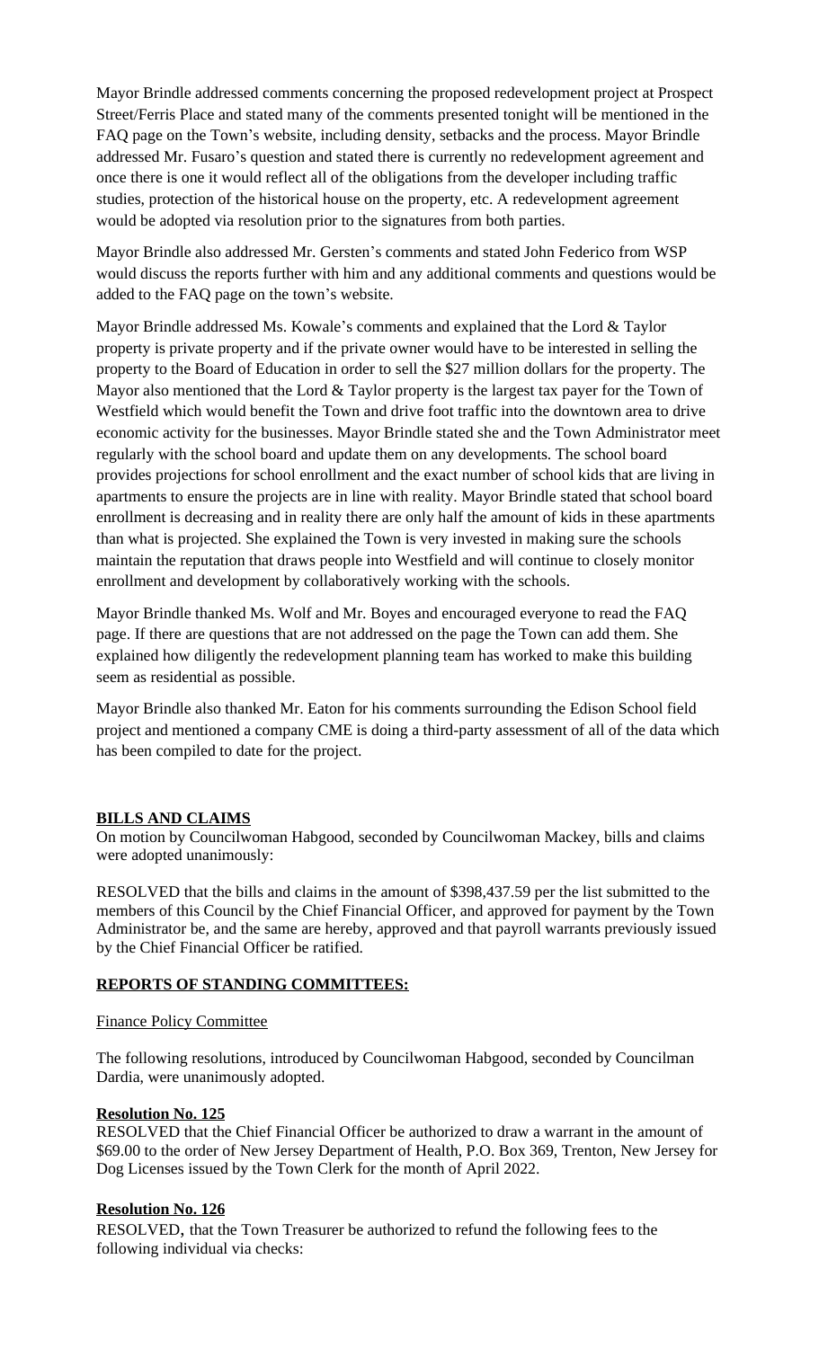Mayor Brindle addressed comments concerning the proposed redevelopment project at Prospect Street/Ferris Place and stated many of the comments presented tonight will be mentioned in the FAQ page on the Town's website, including density, setbacks and the process. Mayor Brindle addressed Mr. Fusaro's question and stated there is currently no redevelopment agreement and once there is one it would reflect all of the obligations from the developer including traffic studies, protection of the historical house on the property, etc. A redevelopment agreement would be adopted via resolution prior to the signatures from both parties.

Mayor Brindle also addressed Mr. Gersten's comments and stated John Federico from WSP would discuss the reports further with him and any additional comments and questions would be added to the FAQ page on the town's website.

Mayor Brindle addressed Ms. Kowale's comments and explained that the Lord & Taylor property is private property and if the private owner would have to be interested in selling the property to the Board of Education in order to sell the $27 million dollars for the property. The Mayor also mentioned that the Lord & Taylor property is the largest tax payer for the Town of Westfield which would benefit the Town and drive foot traffic into the downtown area to drive economic activity for the businesses. Mayor Brindle stated she and the Town Administrator meet regularly with the school board and update them on any developments. The school board provides projections for school enrollment and the exact number of school kids that are living in apartments to ensure the projects are in line with reality. Mayor Brindle stated that school board enrollment is decreasing and in reality there are only half the amount of kids in these apartments than what is projected. She explained the Town is very invested in making sure the schools maintain the reputation that draws people into Westfield and will continue to closely monitor enrollment and development by collaboratively working with the schools.

Mayor Brindle thanked Ms. Wolf and Mr. Boyes and encouraged everyone to read the FAQ page. If there are questions that are not addressed on the page the Town can add them. She explained how diligently the redevelopment planning team has worked to make this building seem as residential as possible.

Mayor Brindle also thanked Mr. Eaton for his comments surrounding the Edison School field project and mentioned a company CME is doing a third-party assessment of all of the data which has been compiled to date for the project.

## BILLS AND CLAIMS

On motion by Councilwoman Habgood, seconded by Councilwoman Mackey, bills and claims were adopted unanimously:

RESOLVED that the bills and claims in the amount of $398,437.59 per the list submitted to the members of this Council by the Chief Financial Officer, and approved for payment by the Town Administrator be, and the same are hereby, approved and that payroll warrants previously issued by the Chief Financial Officer be ratified.

## REPORTS OF STANDING COMMITTEES:

Finance Policy Committee

The following resolutions, introduced by Councilwoman Habgood, seconded by Councilman Dardia, were unanimously adopted.

### Resolution No. 125

RESOLVED that the Chief Financial Officer be authorized to draw a warrant in the amount of $69.00 to the order of New Jersey Department of Health, P.O. Box 369, Trenton, New Jersey for Dog Licenses issued by the Town Clerk for the month of April 2022.

### Resolution No. 126

RESOLVED, that the Town Treasurer be authorized to refund the following fees to the following individual via checks: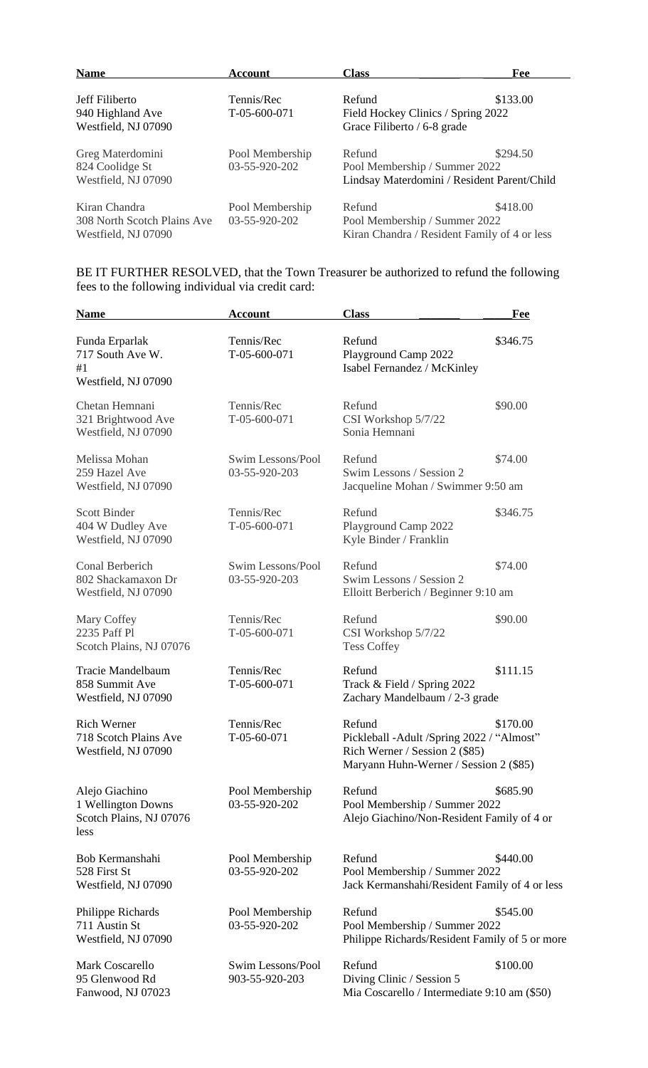| Name | Account | Class | Fee |
|---|---|---|---|
| Jeff Filiberto<br>940 Highland Ave<br>Westfield, NJ 07090 | Tennis/Rec<br>T-05-600-071 | Refund<br>Field Hockey Clinics / Spring 2022<br>Grace Filiberto / 6-8 grade | $133.00 |
| Greg Materdomini<br>824 Coolidge St<br>Westfield, NJ 07090 | Pool Membership<br>03-55-920-202 | Refund<br>Pool Membership / Summer 2022<br>Lindsay Materdomini / Resident Parent/Child | $294.50 |
| Kiran Chandra<br>308 North Scotch Plains Ave<br>Westfield, NJ 07090 | Pool Membership<br>03-55-920-202 | Refund<br>Pool Membership / Summer 2022<br>Kiran Chandra / Resident Family of 4 or less | $418.00 |

BE IT FURTHER RESOLVED, that the Town Treasurer be authorized to refund the following fees to the following individual via credit card:

| Name | Account | Class | Fee |
|---|---|---|---|
| Funda Erparlak<br>717 South Ave W.<br>#1<br>Westfield, NJ 07090 | Tennis/Rec<br>T-05-600-071 | Refund<br>Playground Camp 2022<br>Isabel Fernandez / McKinley | $346.75 |
| Chetan Hemnani<br>321 Brightwood Ave<br>Westfield, NJ 07090 | Tennis/Rec<br>T-05-600-071 | Refund<br>CSI Workshop 5/7/22<br>Sonia Hemnani | $90.00 |
| Melissa Mohan<br>259 Hazel Ave<br>Westfield, NJ 07090 | Swim Lessons/Pool<br>03-55-920-203 | Refund<br>Swim Lessons / Session 2<br>Jacqueline Mohan / Swimmer 9:50 am | $74.00 |
| Scott Binder<br>404 W Dudley Ave<br>Westfield, NJ 07090 | Tennis/Rec<br>T-05-600-071 | Refund<br>Playground Camp 2022<br>Kyle Binder / Franklin | $346.75 |
| Conal Berberich<br>802 Shackamaxon Dr<br>Westfield, NJ 07090 | Swim Lessons/Pool<br>03-55-920-203 | Refund<br>Swim Lessons / Session 2<br>Elloitt Berberich / Beginner 9:10 am | $74.00 |
| Mary Coffey<br>2235 Paff Pl<br>Scotch Plains, NJ 07076 | Tennis/Rec<br>T-05-600-071 | Refund<br>CSI Workshop 5/7/22<br>Tess Coffey | $90.00 |
| Tracie Mandelbaum<br>858 Summit Ave<br>Westfield, NJ 07090 | Tennis/Rec<br>T-05-600-071 | Refund<br>Track & Field / Spring 2022<br>Zachary Mandelbaum / 2-3 grade | $111.15 |
| Rich Werner<br>718 Scotch Plains Ave<br>Westfield, NJ 07090 | Tennis/Rec<br>T-05-60-071 | Refund<br>Pickleball -Adult /Spring 2022 / "Almost"<br>Rich Werner / Session 2 ($85)<br>Maryann Huhn-Werner / Session 2 ($85) | $170.00 |
| Alejo Giachino<br>1 Wellington Downs<br>Scotch Plains, NJ 07076<br>less | Pool Membership<br>03-55-920-202 | Refund<br>Pool Membership / Summer 2022<br>Alejo Giachino/Non-Resident Family of 4 or | $685.90 |
| Bob Kermanshahi<br>528 First St<br>Westfield, NJ 07090 | Pool Membership<br>03-55-920-202 | Refund<br>Pool Membership / Summer 2022<br>Jack Kermanshahi/Resident Family of 4 or less | $440.00 |
| Philippe Richards<br>711 Austin St<br>Westfield, NJ 07090 | Pool Membership<br>03-55-920-202 | Refund<br>Pool Membership / Summer 2022<br>Philippe Richards/Resident Family of 5 or more | $545.00 |
| Mark Coscarello<br>95 Glenwood Rd<br>Fanwood, NJ 07023 | Swim Lessons/Pool<br>903-55-920-203 | Refund<br>Diving Clinic / Session 5<br>Mia Coscarello / Intermediate 9:10 am ($50) | $100.00 |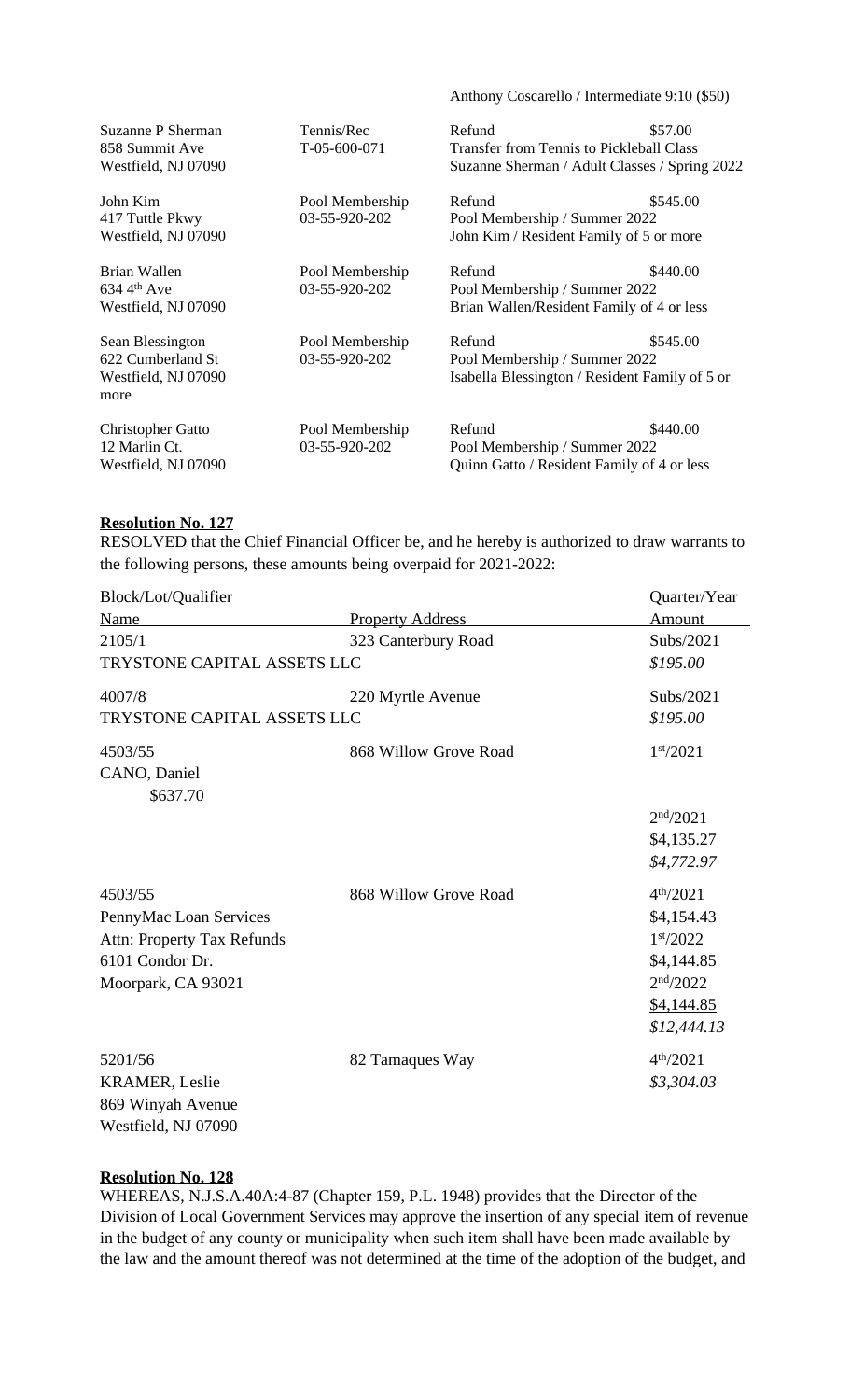| | | | |
|---|---|---|---|
| | | Anthony Coscarello / Intermediate 9:10 ($50) | |
| Suzanne P Sherman<br>858 Summit Ave<br>Westfield, NJ 07090 | Tennis/Rec<br>T-05-600-071 | Refund<br>Transfer from Tennis to Pickleball Class<br>Suzanne Sherman / Adult Classes / Spring 2022 | $57.00 |
| John Kim<br>417 Tuttle Pkwy<br>Westfield, NJ 07090 | Pool Membership<br>03-55-920-202 | Refund<br>Pool Membership / Summer 2022<br>John Kim / Resident Family of 5 or more | $545.00 |
| Brian Wallen<br>634 4th Ave<br>Westfield, NJ 07090 | Pool Membership<br>03-55-920-202 | Refund<br>Pool Membership / Summer 2022<br>Brian Wallen/Resident Family of 4 or less | $440.00 |
| Sean Blessington<br>622 Cumberland St<br>Westfield, NJ 07090<br>more | Pool Membership<br>03-55-920-202 | Refund<br>Pool Membership / Summer 2022<br>Isabella Blessington / Resident Family of 5 or | $545.00 |
| Christopher Gatto<br>12 Marlin Ct.<br>Westfield, NJ 07090 | Pool Membership<br>03-55-920-202 | Refund<br>Pool Membership / Summer 2022<br>Quinn Gatto / Resident Family of 4 or less | $440.00 |

**Resolution No. 127**

RESOLVED that the Chief Financial Officer be, and he hereby is authorized to draw warrants to the following persons, these amounts being overpaid for 2021-2022:

| Block/Lot/Qualifier<br>Name | Property Address | Quarter/Year<br>Amount |
|---|---|---|
| 2105/1<br>TRYSTONE CAPITAL ASSETS LLC | 323 Canterbury Road | Subs/2021<br>*$195.00* |
| 4007/8<br>TRYSTONE CAPITAL ASSETS LLC | 220 Myrtle Avenue | Subs/2021<br>*$195.00* |
| 4503/55<br>CANO, Daniel | 868 Willow Grove Road | 1st/2021<br>$637.70<br>2nd/2021<br>$4,135.27<br>*$4,772.97* |
| 4503/55<br>PennyMac Loan Services<br>Attn: Property Tax Refunds<br>6101 Condor Dr.<br>Moorpark, CA 93021 | 868 Willow Grove Road | 4th/2021<br>$4,154.43<br>1st/2022<br>$4,144.85<br>2nd/2022<br>$4,144.85<br>*$12,444.13* |
| 5201/56<br>KRAMER, Leslie<br>869 Winyah Avenue<br>Westfield, NJ 07090 | 82 Tamaques Way | 4th/2021<br>*$3,304.03* |

**Resolution No. 128**

WHEREAS, N.J.S.A.40A:4-87 (Chapter 159, P.L. 1948) provides that the Director of the Division of Local Government Services may approve the insertion of any special item of revenue in the budget of any county or municipality when such item shall have been made available by the law and the amount thereof was not determined at the time of the adoption of the budget, and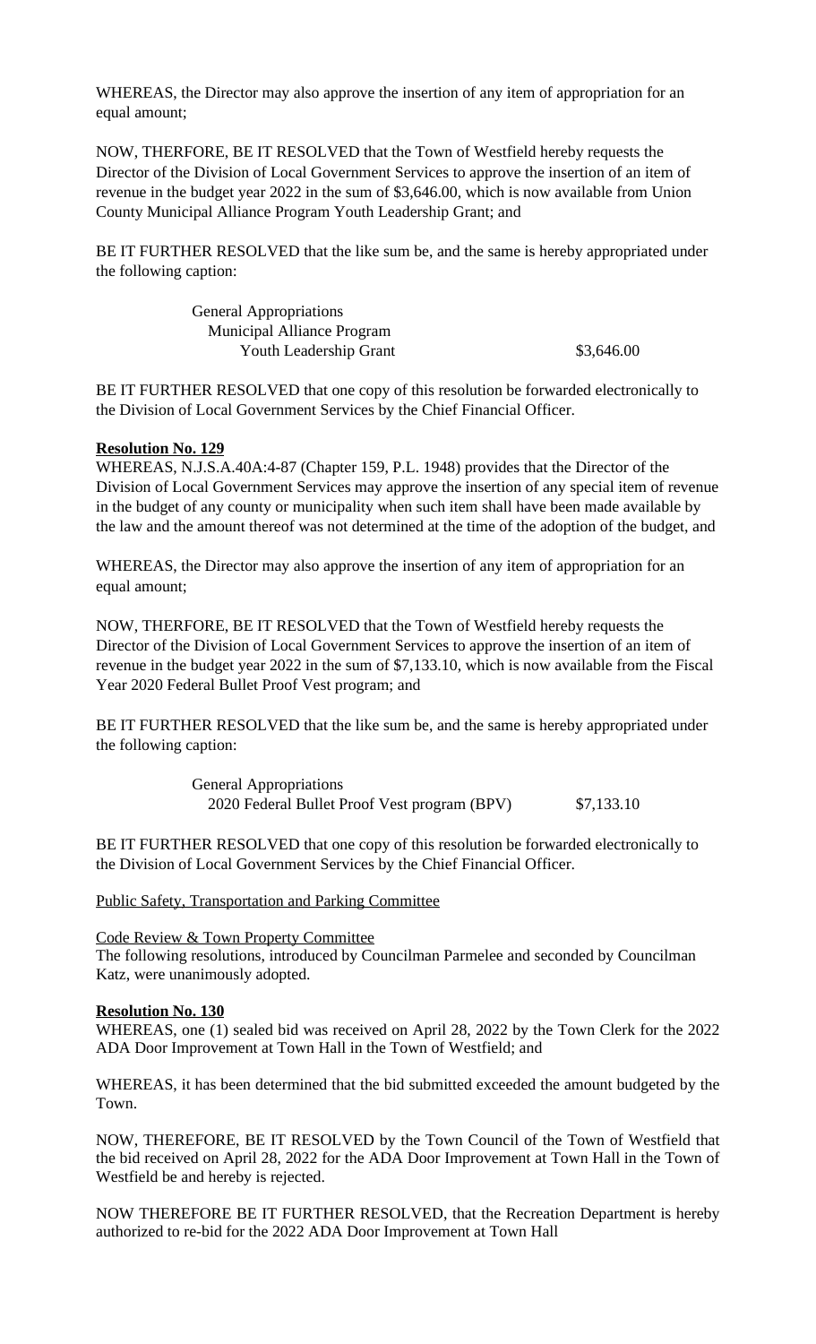WHEREAS, the Director may also approve the insertion of any item of appropriation for an equal amount;

NOW, THERFORE, BE IT RESOLVED that the Town of Westfield hereby requests the Director of the Division of Local Government Services to approve the insertion of an item of revenue in the budget year 2022 in the sum of $3,646.00, which is now available from Union County Municipal Alliance Program Youth Leadership Grant; and

BE IT FURTHER RESOLVED that the like sum be, and the same is hereby appropriated under the following caption:

| | |
|---|---|
| General Appropriations<br>Municipal Alliance Program<br>Youth Leadership Grant | $3,646.00 |

BE IT FURTHER RESOLVED that one copy of this resolution be forwarded electronically to the Division of Local Government Services by the Chief Financial Officer.

**Resolution No. 129**

WHEREAS, N.J.S.A.40A:4-87 (Chapter 159, P.L. 1948) provides that the Director of the Division of Local Government Services may approve the insertion of any special item of revenue in the budget of any county or municipality when such item shall have been made available by the law and the amount thereof was not determined at the time of the adoption of the budget, and

WHEREAS, the Director may also approve the insertion of any item of appropriation for an equal amount;

NOW, THERFORE, BE IT RESOLVED that the Town of Westfield hereby requests the Director of the Division of Local Government Services to approve the insertion of an item of revenue in the budget year 2022 in the sum of $7,133.10, which is now available from the Fiscal Year 2020 Federal Bullet Proof Vest program; and

BE IT FURTHER RESOLVED that the like sum be, and the same is hereby appropriated under the following caption:

| | |
|---|---|
| General Appropriations<br>2020 Federal Bullet Proof Vest program (BPV) | $7,133.10 |

BE IT FURTHER RESOLVED that one copy of this resolution be forwarded electronically to the Division of Local Government Services by the Chief Financial Officer.

Public Safety, Transportation and Parking Committee

Code Review & Town Property Committee

The following resolutions, introduced by Councilman Parmelee and seconded by Councilman Katz, were unanimously adopted.

**Resolution No. 130**

WHEREAS, one (1) sealed bid was received on April 28, 2022 by the Town Clerk for the 2022 ADA Door Improvement at Town Hall in the Town of Westfield; and

WHEREAS, it has been determined that the bid submitted exceeded the amount budgeted by the Town.

NOW, THEREFORE, BE IT RESOLVED by the Town Council of the Town of Westfield that the bid received on April 28, 2022 for the ADA Door Improvement at Town Hall in the Town of Westfield be and hereby is rejected.

NOW THEREFORE BE IT FURTHER RESOLVED, that the Recreation Department is hereby authorized to re-bid for the 2022 ADA Door Improvement at Town Hall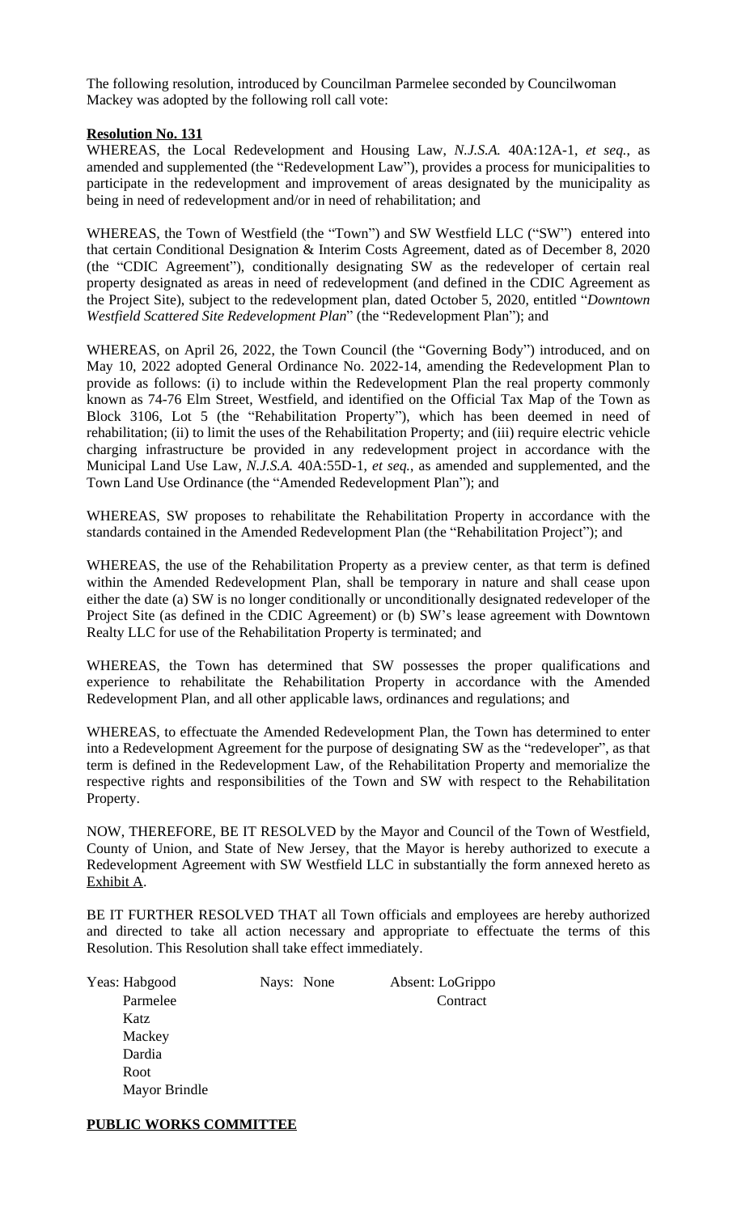The following resolution, introduced by Councilman Parmelee seconded by Councilwoman Mackey was adopted by the following roll call vote:

**Resolution No. 131**

WHEREAS, the Local Redevelopment and Housing Law, *N.J.S.A.* 40A:12A-1, *et seq.*, as amended and supplemented (the "Redevelopment Law"), provides a process for municipalities to participate in the redevelopment and improvement of areas designated by the municipality as being in need of redevelopment and/or in need of rehabilitation; and

WHEREAS, the Town of Westfield (the "Town") and SW Westfield LLC ("SW") entered into that certain Conditional Designation & Interim Costs Agreement, dated as of December 8, 2020 (the "CDIC Agreement"), conditionally designating SW as the redeveloper of certain real property designated as areas in need of redevelopment (and defined in the CDIC Agreement as the Project Site), subject to the redevelopment plan, dated October 5, 2020, entitled "*Downtown Westfield Scattered Site Redevelopment Plan*" (the "Redevelopment Plan"); and

WHEREAS, on April 26, 2022, the Town Council (the "Governing Body") introduced, and on May 10, 2022 adopted General Ordinance No. 2022-14, amending the Redevelopment Plan to provide as follows: (i) to include within the Redevelopment Plan the real property commonly known as 74-76 Elm Street, Westfield, and identified on the Official Tax Map of the Town as Block 3106, Lot 5 (the "Rehabilitation Property"), which has been deemed in need of rehabilitation; (ii) to limit the uses of the Rehabilitation Property; and (iii) require electric vehicle charging infrastructure be provided in any redevelopment project in accordance with the Municipal Land Use Law, *N.J.S.A.* 40A:55D-1, *et seq.*, as amended and supplemented, and the Town Land Use Ordinance (the "Amended Redevelopment Plan"); and

WHEREAS, SW proposes to rehabilitate the Rehabilitation Property in accordance with the standards contained in the Amended Redevelopment Plan (the "Rehabilitation Project"); and

WHEREAS, the use of the Rehabilitation Property as a preview center, as that term is defined within the Amended Redevelopment Plan, shall be temporary in nature and shall cease upon either the date (a) SW is no longer conditionally or unconditionally designated redeveloper of the Project Site (as defined in the CDIC Agreement) or (b) SW's lease agreement with Downtown Realty LLC for use of the Rehabilitation Property is terminated; and

WHEREAS, the Town has determined that SW possesses the proper qualifications and experience to rehabilitate the Rehabilitation Property in accordance with the Amended Redevelopment Plan, and all other applicable laws, ordinances and regulations; and

WHEREAS, to effectuate the Amended Redevelopment Plan, the Town has determined to enter into a Redevelopment Agreement for the purpose of designating SW as the "redeveloper", as that term is defined in the Redevelopment Law, of the Rehabilitation Property and memorialize the respective rights and responsibilities of the Town and SW with respect to the Rehabilitation Property.

NOW, THEREFORE, BE IT RESOLVED by the Mayor and Council of the Town of Westfield, County of Union, and State of New Jersey, that the Mayor is hereby authorized to execute a Redevelopment Agreement with SW Westfield LLC in substantially the form annexed hereto as Exhibit A.

BE IT FURTHER RESOLVED THAT all Town officials and employees are hereby authorized and directed to take all action necessary and appropriate to effectuate the terms of this Resolution. This Resolution shall take effect immediately.

| Yeas: | Nays: | Absent: |
|---|---|---|
| Habgood | None | LoGrippo |
| Parmelee | | Contract |
| Katz | | |
| Mackey | | |
| Dardia | | |
| Root | | |
| Mayor Brindle | | |

**PUBLIC WORKS COMMITTEE**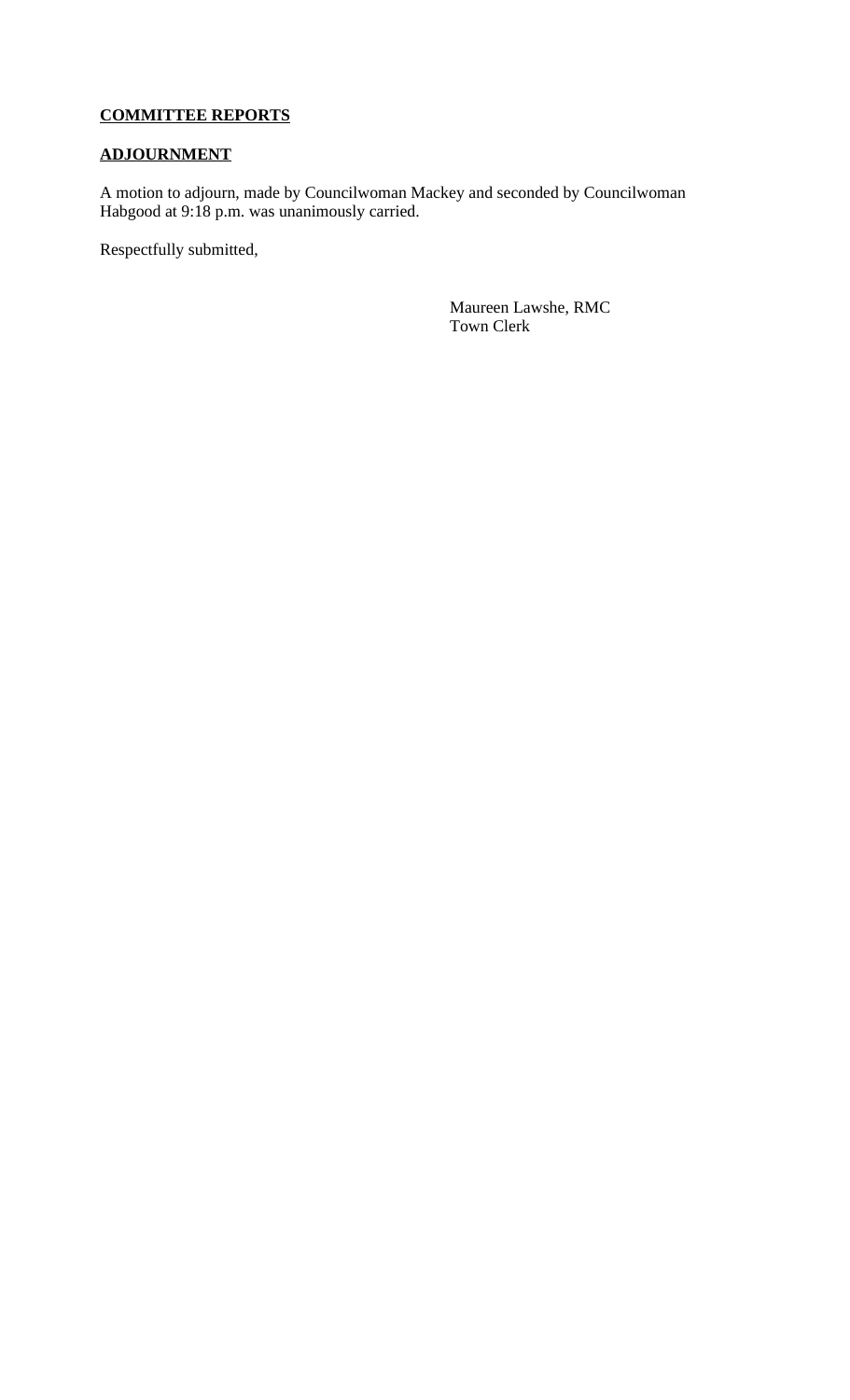**<u>COMMITTEE REPORTS</u>**

**<u>ADJOURNMENT</u>**

A motion to adjourn, made by Councilwoman Mackey and seconded by Councilwoman Habgood at 9:18 p.m. was unanimously carried.

Respectfully submitted,

Maureen Lawshe, RMC
Town Clerk